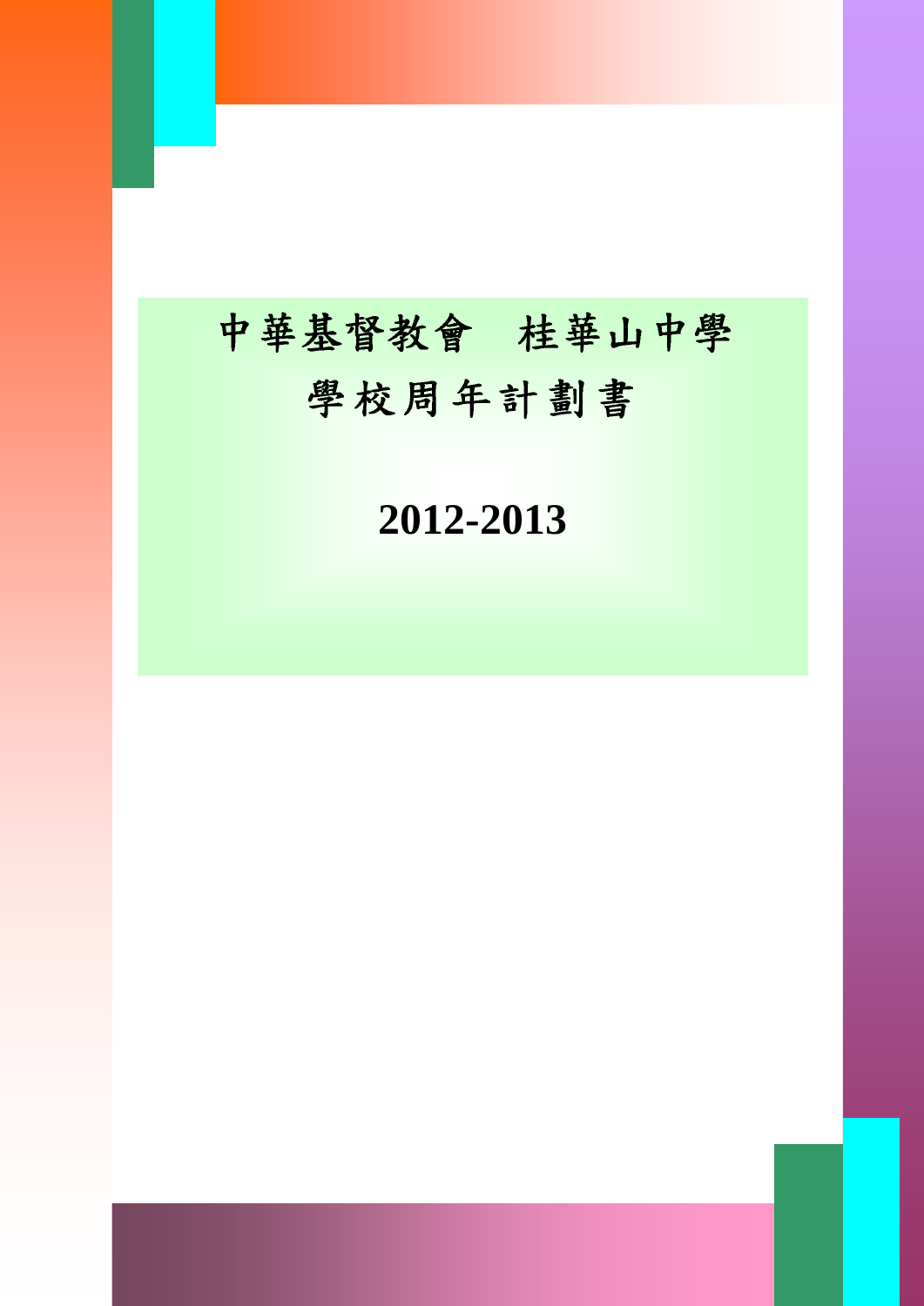# 中華基督教會　桂華山中學

# 學校周年計劃書

# 2012-2013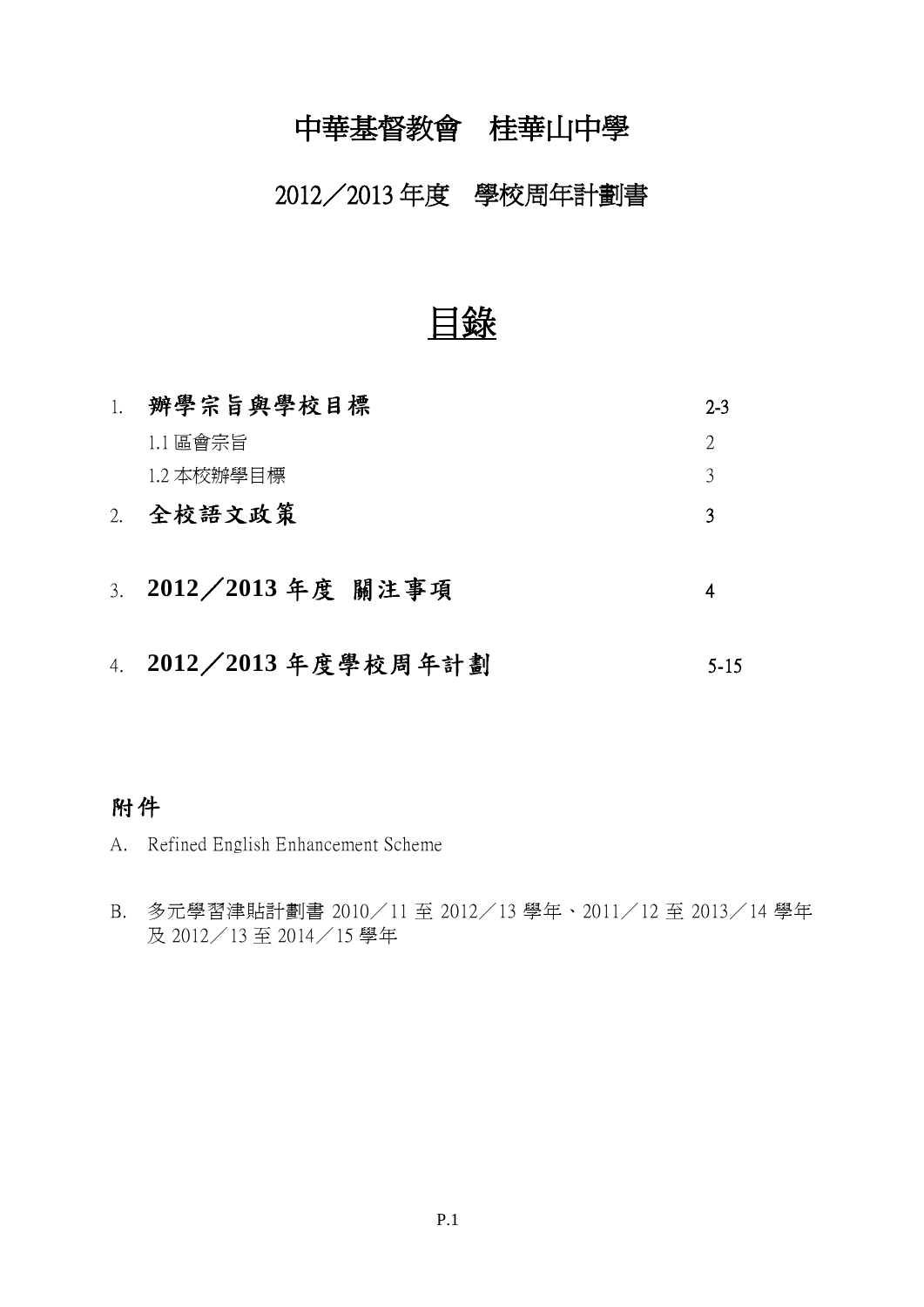# 中華基督教會　桂華山中學

## 2012／2013 年度　學校周年計劃書

## 目錄

| | | |
|---|---|---|
| 1. | **辦學宗旨與學校目標** | 2-3 |
| | 1.1 區會宗旨 | 2 |
| | 1.2 本校辦學目標 | 3 |
| 2. | **全校語文政策** | 3 |
| 3. | **2012／2013 年度 關注事項** | 4 |
| 4. | **2012／2013 年度學校周年計劃** | 5-15 |

### 附件

A. Refined English Enhancement Scheme

B. 多元學習津貼計劃書 2010／11 至 2012／13 學年、2011／12 至 2013／14 學年及 2012／13 至 2014／15 學年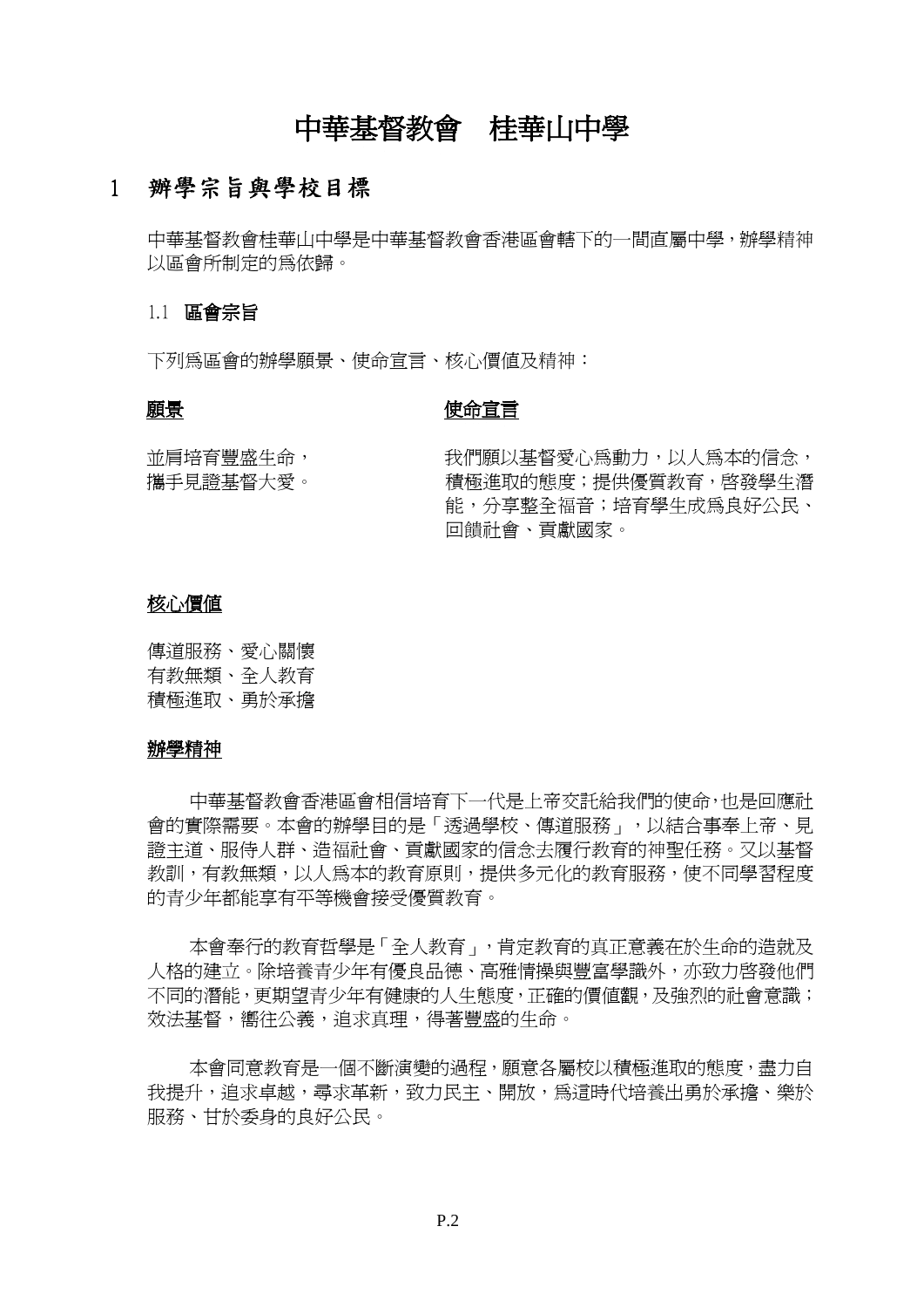# 中華基督教會　桂華山中學

## 1　辦學宗旨與學校目標

中華基督教會桂華山中學是中華基督教會香港區會轄下的一間直屬中學，辦學精神以區會所制定的為依歸。

### 1.1　區會宗旨

下列為區會的辦學願景、使命宣言、核心價值及精神：

**願景**

並肩培育豐盛生命，
攜手見證基督大愛。

**使命宣言**

我們願以基督愛心為動力，以人為本的信念，積極進取的態度；提供優質教育，啓發學生潛能，分享整全福音；培育學生成為良好公民、回饋社會、貢獻國家。

**核心價值**

傳道服務、愛心關懷
有教無類、全人教育
積極進取、勇於承擔

**辦學精神**

中華基督教會香港區會相信培育下一代是上帝交託給我們的使命，也是回應社會的實際需要。本會的辦學目的是「透過學校、傳道服務」，以結合事奉上帝、見證主道、服侍人群、造福社會、貢獻國家的信念去履行教育的神聖任務。又以基督教訓，有教無類，以人為本的教育原則，提供多元化的教育服務，使不同學習程度的青少年都能享有平等機會接受優質教育。

本會奉行的教育哲學是「全人教育」，肯定教育的真正意義在於生命的造就及人格的建立。除培養青少年有優良品德、高雅情操與豐富學識外，亦致力啓發他們不同的潛能，更期望青少年有健康的人生態度，正確的價值觀，及強烈的社會意識；效法基督，嚮往公義，追求真理，得著豐盛的生命。

本會同意教育是一個不斷演變的過程，願意各屬校以積極進取的態度，盡力自我提升，追求卓越，尋求革新，致力民主、開放，為這時代培養出勇於承擔、樂於服務、甘於委身的良好公民。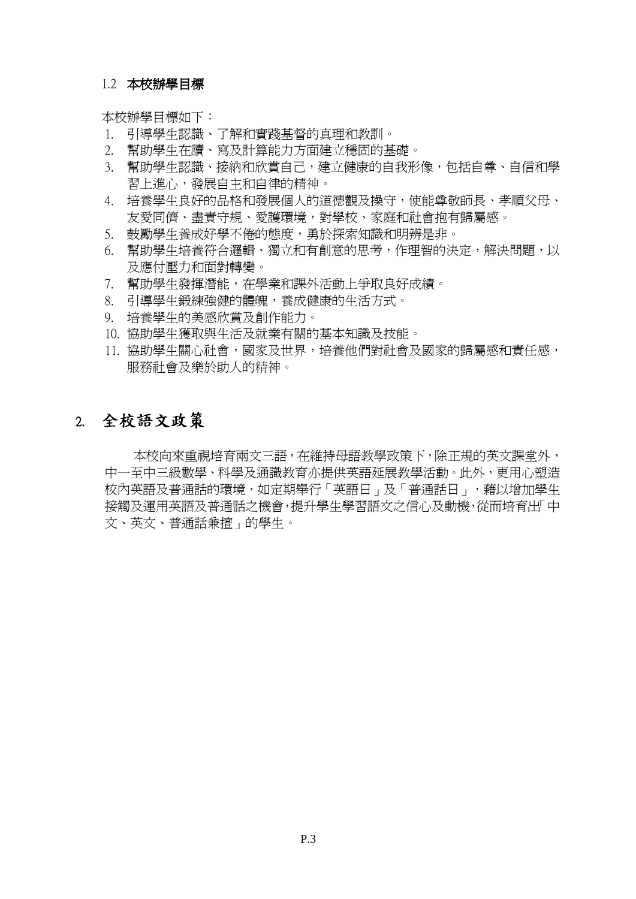### 1.2 本校辦學目標

本校辦學目標如下：

1. 引導學生認識、了解和實踐基督的真理和教訓。
2. 幫助學生在讀、寫及計算能力方面建立穩固的基礎。
3. 幫助學生認識、接納和欣賞自己，建立健康的自我形像，包括自尊、自信和學習上進心，發展自主和自律的精神。
4. 培養學生良好的品格和發展個人的道德觀及操守，使能尊敬師長、孝順父母、友愛同儕、盡責守規、愛護環境，對學校、家庭和社會抱有歸屬感。
5. 鼓勵學生養成好學不倦的態度，勇於探索知識和明辨是非。
6. 幫助學生培養符合邏輯、獨立和有創意的思考，作理智的決定，解決問題，以及應付壓力和面對轉變。
7. 幫助學生發揮潛能，在學業和課外活動上爭取良好成績。
8. 引導學生鍛練強健的體魄，養成健康的生活方式。
9. 培養學生的美感欣賞及創作能力。
10. 協助學生獲取與生活及就業有關的基本知識及技能。
11. 協助學生關心社會，國家及世界，培養他們對社會及國家的歸屬感和責任感，服務社會及樂於助人的精神。

## 2. 全校語文政策

本校向來重視培育兩文三語，在維持母語教學政策下，除正規的英文課堂外，中一至中三級數學、科學及通識教育亦提供英語延展教學活動。此外，更用心塑造校內英語及普通話的環境，如定期舉行「英語日」及「普通話日」，藉以增加學生接觸及運用英語及普通話之機會，提升學生學習語文之信心及動機，從而培育出「中文、英文、普通話兼擅」的學生。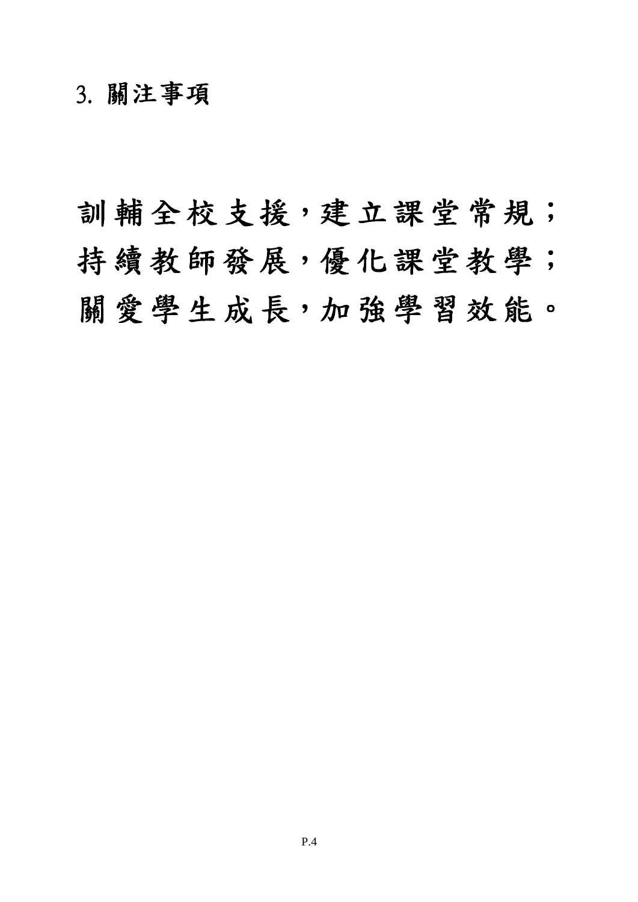## 3. 關注事項

訓輔全校支援，建立課堂常規；
持續教師發展，優化課堂教學；
關愛學生成長，加強學習效能。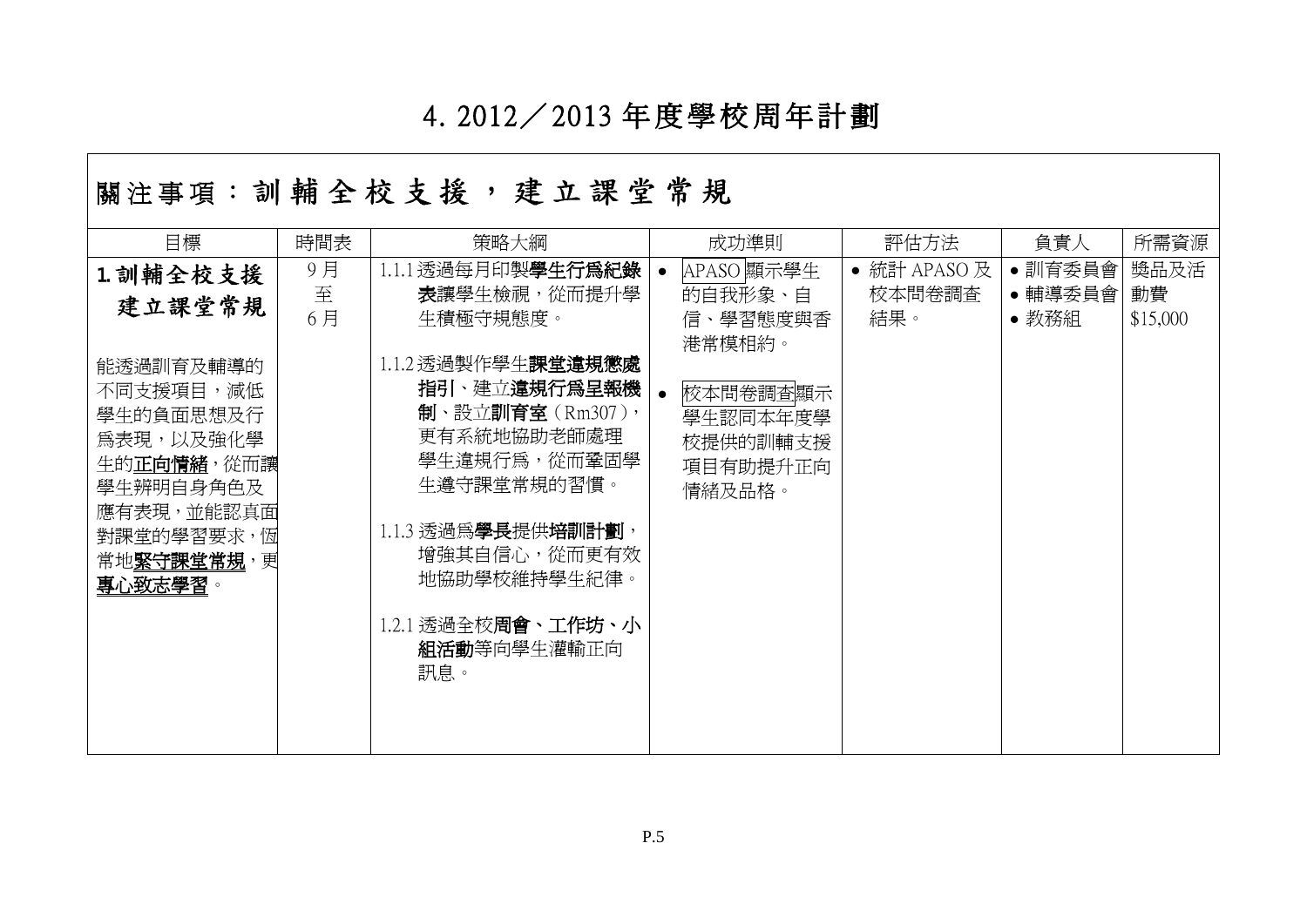# 4. 2012／2013 年度學校周年計劃

## 關注事項：訓輔全校支援，建立課堂常規

| 目標 | 時間表 | 策略大綱 | 成功準則 | 評估方法 | 負責人 | 所需資源 |
|---|---|---|---|---|---|---|
| **1. 訓輔全校支援 建立課堂常規**<br><br>能透過訓育及輔導的不同支援項目，減低學生的負面思想及行爲表現，以及強化學生的**正向情緒**，從而讓學生辨明自身角色及應有表現，並能認真面對課堂的學習要求，恆常地**緊守課堂常規**，更**專心致志學習**。 | 9月至6月 | 1.1.1 透過每月印製**學生行爲紀錄表**讓學生檢視，從而提升學生積極守規態度。<br><br>1.1.2 透過製作學生**課堂違規懲處指引**、建立**違規行爲呈報機制**、設立**訓育室**（Rm307），更有系統地協助老師處理學生違規行爲，從而鞏固學生遵守課堂常規的習慣。<br><br>1.1.3 透過爲**學長**提供**培訓計劃**，增強其自信心，從而更有效地協助學校維持學生紀律。<br><br>1.2.1 透過全校**周會、工作坊、小組活動**等向學生灌輸正向訊息。 | • APASO 顯示學生的自我形象、自信、學習態度與香港常模相約。<br><br>• 校本問卷調查顯示學生認同本年度學校提供的訓輔支援項目有助提升正向情緒及品格。 | • 統計 APASO 及校本問卷調查結果。 | • 訓育委員會<br>• 輔導委員會<br>• 教務組 | 獎品及活動費 $15,000 |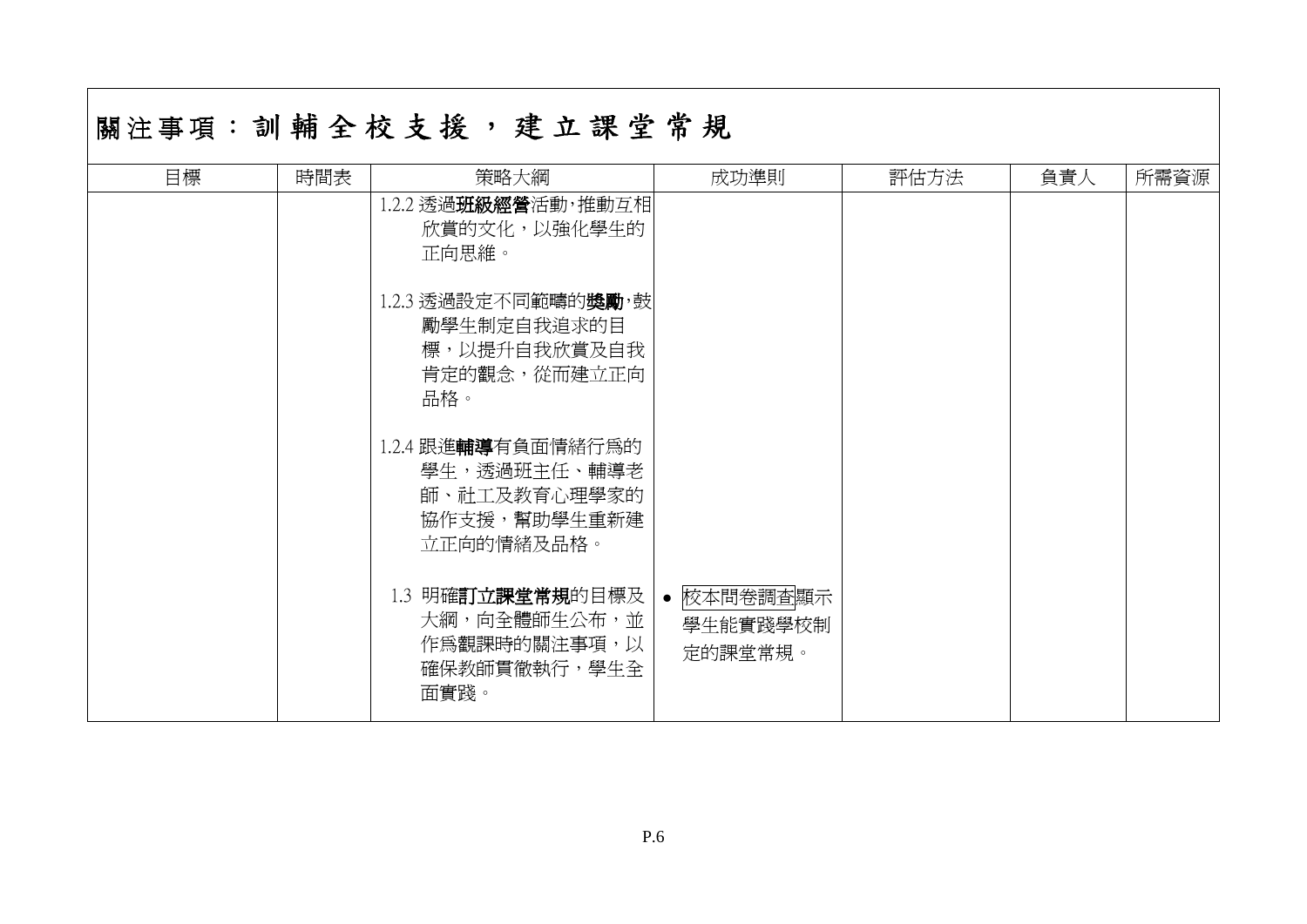# 關注事項：訓輔全校支援，建立課堂常規

| 目標 | 時間表 | 策略大綱 | 成功準則 | 評估方法 | 負責人 | 所需資源 |
|---|---|---|---|---|---|---|
| | | 1.2.2 透過**班級經營**活動，推動互相欣賞的文化，以強化學生的正向思維。<br><br>1.2.3 透過設定不同範疇的**獎勵**，鼓勵學生制定自我追求的目標，以提升自我欣賞及自我肯定的觀念，從而建立正向品格。<br><br>1.2.4 跟進**輔導**有負面情緒行為的學生，透過班主任、輔導老師、社工及教育心理學家的協作支援，幫助學生重新建立正向的情緒及品格。<br><br>1.3 明確**訂立課堂常規**的目標及大綱，向全體師生公布，並作為觀課時的關注事項，以確保教師貫徹執行，學生全面實踐。 | • 校本問卷調查顯示學生能實踐學校制定的課堂常規。 | | | |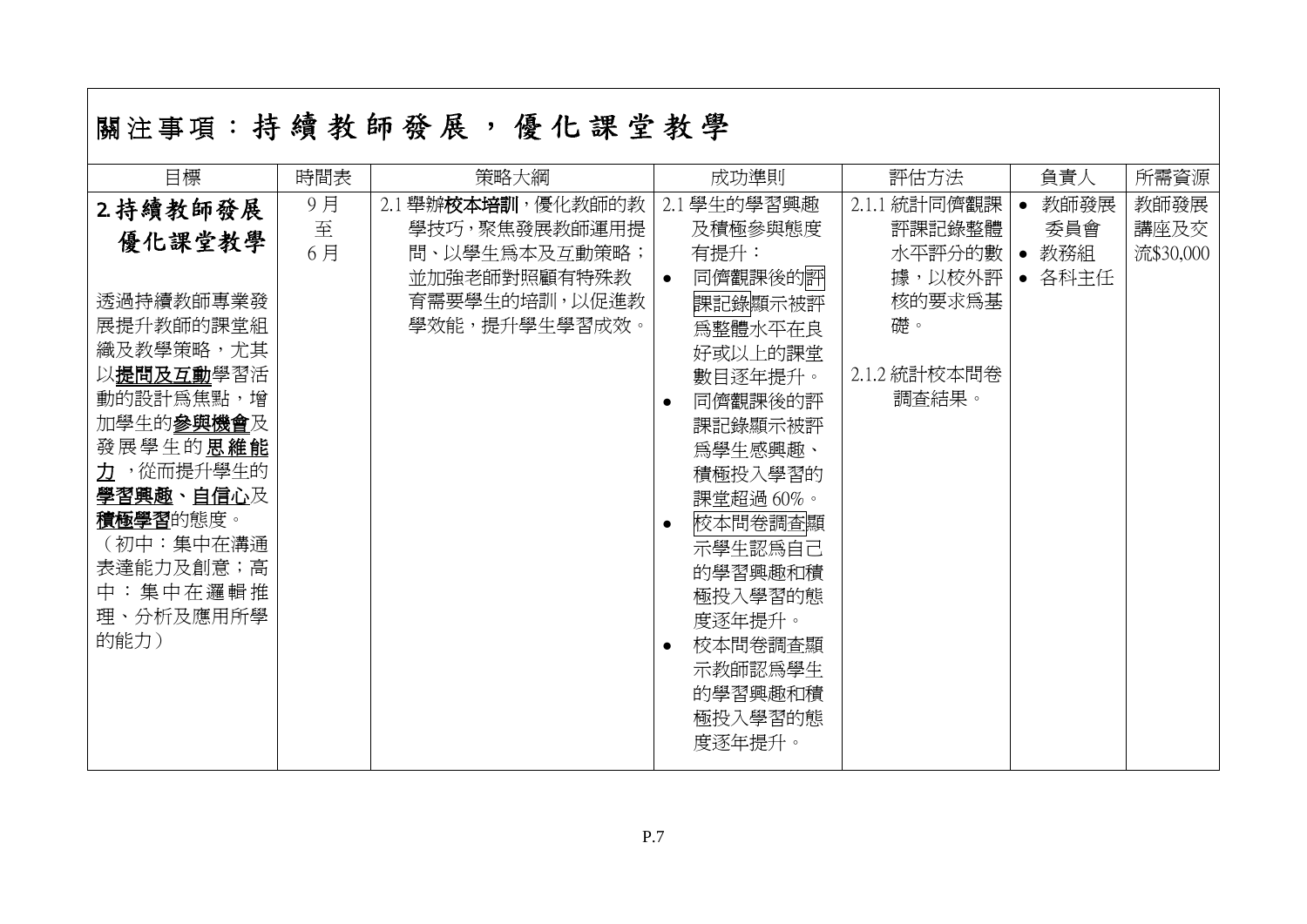## 關注事項：持續教師發展，優化課堂教學

| 目標 | 時間表 | 策略大綱 | 成功準則 | 評估方法 | 負責人 | 所需資源 |
|---|---|---|---|---|---|---|
| **2.持續教師發展 優化課堂教學**<br><br>透過持續教師專業發展提升教師的課堂組織及教學策略，尤其以**提問及互動**學習活動的設計為焦點，增加學生的**參與機會**及發展學生的**思維能力**，從而提升學生的**學習興趣**、**自信心**及**積極學習**的態度。<br>（初中：集中在溝通表達能力及創意；高中：集中在邏輯推理、分析及應用所學的能力） | 9月至6月 | 2.1 舉辦**校本培訓**，優化教師的教學技巧，聚焦發展教師運用提問、以學生為本及互動策略；並加強老師對照顧有特殊教育需要學生的培訓，以促進教學效能，提升學生學習成效。 | 2.1 學生的學習興趣及積極參與態度有提升：<br>• 同儕觀課後的評課記錄顯示被評為整體水平在良好或以上的課堂數目逐年提升。<br>• 同儕觀課後的評課記錄顯示被評為學生感興趣、積極投入學習的課堂超過60%。<br>• 校本問卷調查顯示學生認為自己的學習興趣和積極投入學習的態度逐年提升。<br>• 校本問卷調查顯示教師認為學生的學習興趣和積極投入學習的態度逐年提升。 | 2.1.1 統計同儕觀課評課記錄整體水平評分的數據，以校外評核的要求為基礎。<br><br>2.1.2 統計校本問卷調查結果。 | • 教師發展委員會<br>• 教務組<br>• 各科主任 | 教師發展講座及交流$30,000 |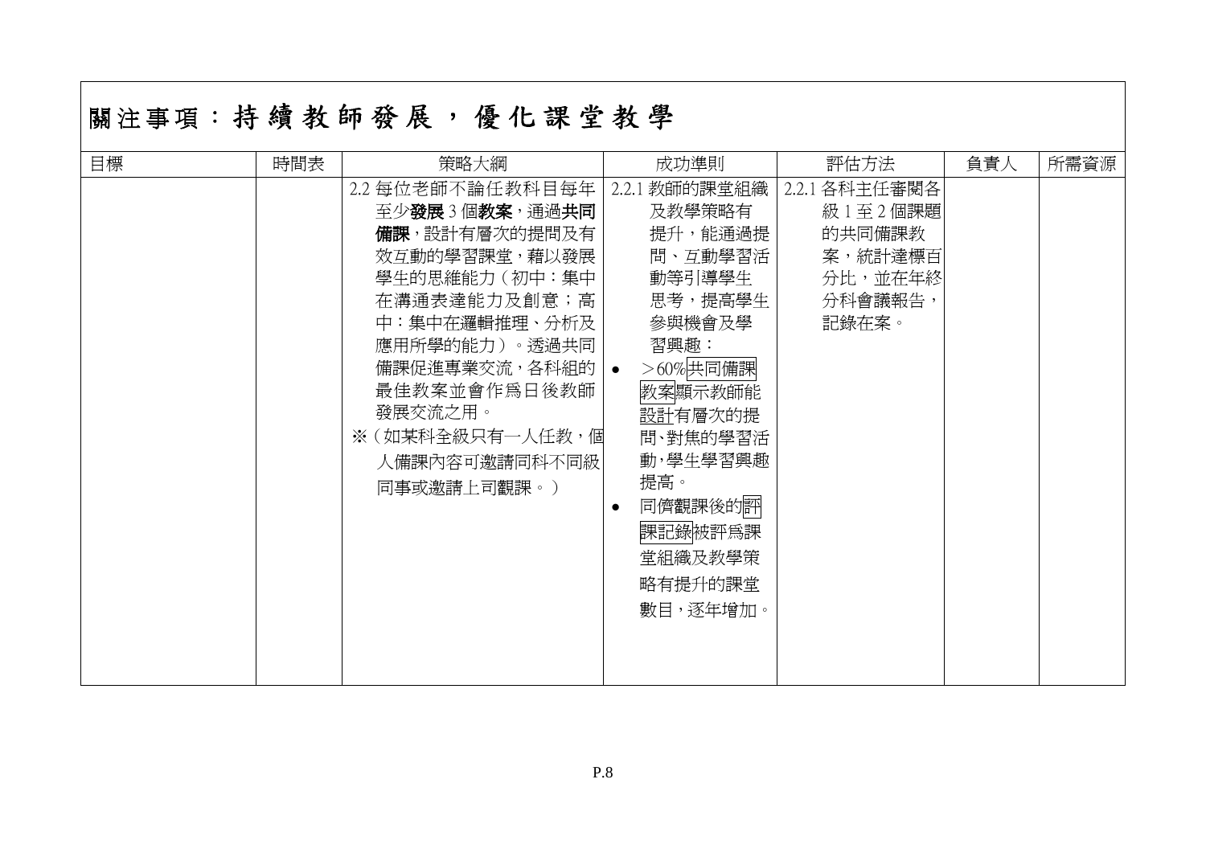## 關注事項：持續教師發展，優化課堂教學

| 目標 | 時間表 | 策略大綱 | 成功準則 | 評估方法 | 負責人 | 所需資源 |
|---|---|---|---|---|---|---|
| | | 2.2 每位老師不論任教科目每年至少**發展** 3 個**教案**，通過**共同備課**，設計有層次的提問及有效互動的學習課堂，藉以發展學生的思維能力（初中：集中在溝通表達能力及創意；高中：集中在邏輯推理、分析及應用所學的能力）。透過共同備課促進專業交流，各科組的最佳教案並會作爲日後教師發展交流之用。<br>※（如某科全級只有一人任教，個人備課內容可邀請同科不同級同事或邀請上司觀課。） | 2.2.1 教師的課堂組織及教學策略有提升，能通過提問、互動學習活動等引導學生思考，提高學生參與機會及學習興趣：<br>• ＞60%共同備課教案顯示教師能設計有層次的提問、對焦的學習活動，學生學習興趣提高。<br>• 同儕觀課後的評課記錄被評爲課堂組織及教學策略有提升的課堂數目，逐年增加。 | 2.2.1 各科主任審閱各級 1 至 2 個課題的共同備課教案，統計達標百分比，並在年終分科會議報告，記錄在案。 | | |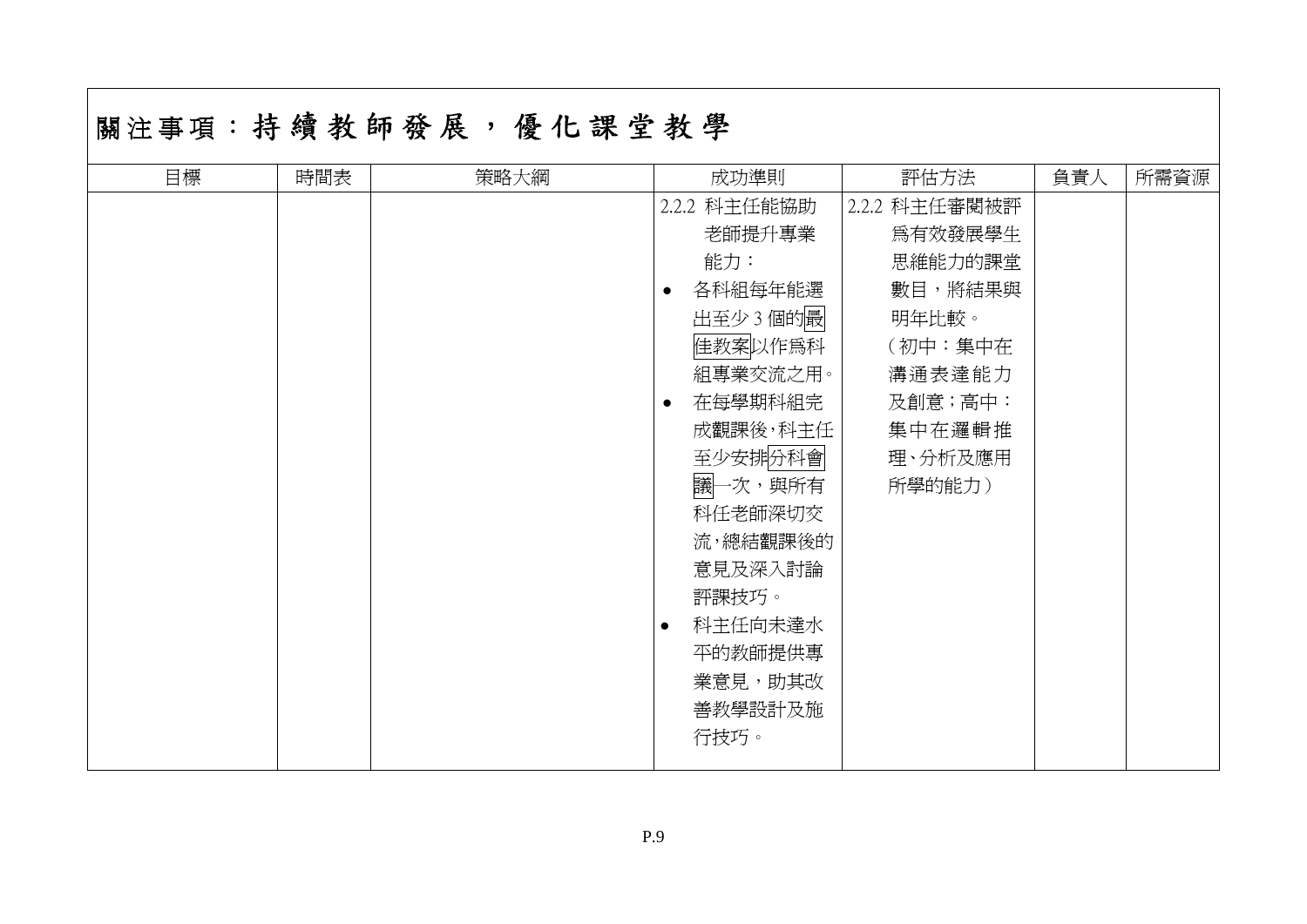## 關注事項：持續教師發展，優化課堂教學

| 目標 | 時間表 | 策略大綱 | 成功準則 | 評估方法 | 負責人 | 所需資源 |
|---|---|---|---|---|---|---|
| | | | 2.2.2 科主任能協助老師提升專業能力：<br>• 各科組每年能選出至少 3 個的最佳教案以作為科組專業交流之用。<br>• 在每學期科組完成觀課後，科主任至少安排分科會議一次，與所有科任老師深切交流，總結觀課後的意見及深入討論評課技巧。<br>• 科主任向未達水平的教師提供專業意見，助其改善教學設計及施行技巧。 | 2.2.2 科主任審閱被評為有效發展學生思維能力的課堂數目，將結果與明年比較。<br>（初中：集中在溝通表達能力及創意；高中：集中在邏輯推理、分析及應用所學的能力） | | |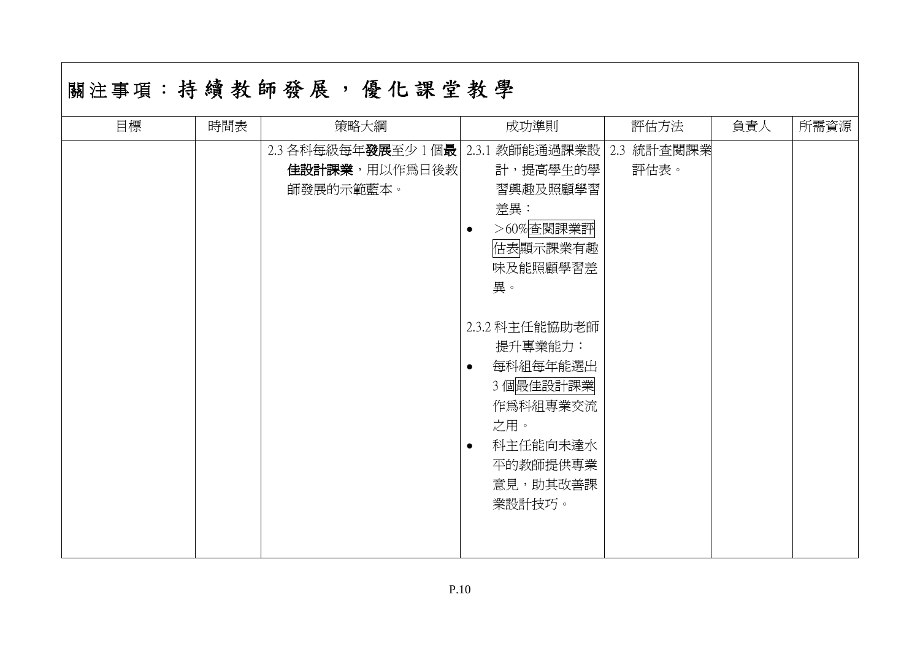# 關注事項：持續教師發展，優化課堂教學

| 目標 | 時間表 | 策略大綱 | 成功準則 | 評估方法 | 負責人 | 所需資源 |
|---|---|---|---|---|---|---|
| | | 2.3 各科每級每年**發展**至少 1 個**最佳設計課業**，用以作爲日後教師發展的示範藍本。 | 2.3.1 教師能通過課業設計，提高學生的學習興趣及照顧學習差異：<br>• ＞60%查閱課業評估表顯示課業有趣味及能照顧學習差異。<br><br>2.3.2 科主任能協助老師提升專業能力：<br>• 每科組每年能選出 3 個最佳設計課業作爲科組專業交流之用。<br>• 科主任能向未達水平的教師提供專業意見，助其改善課業設計技巧。 | 2.3 統計查閱課業評估表。 | | |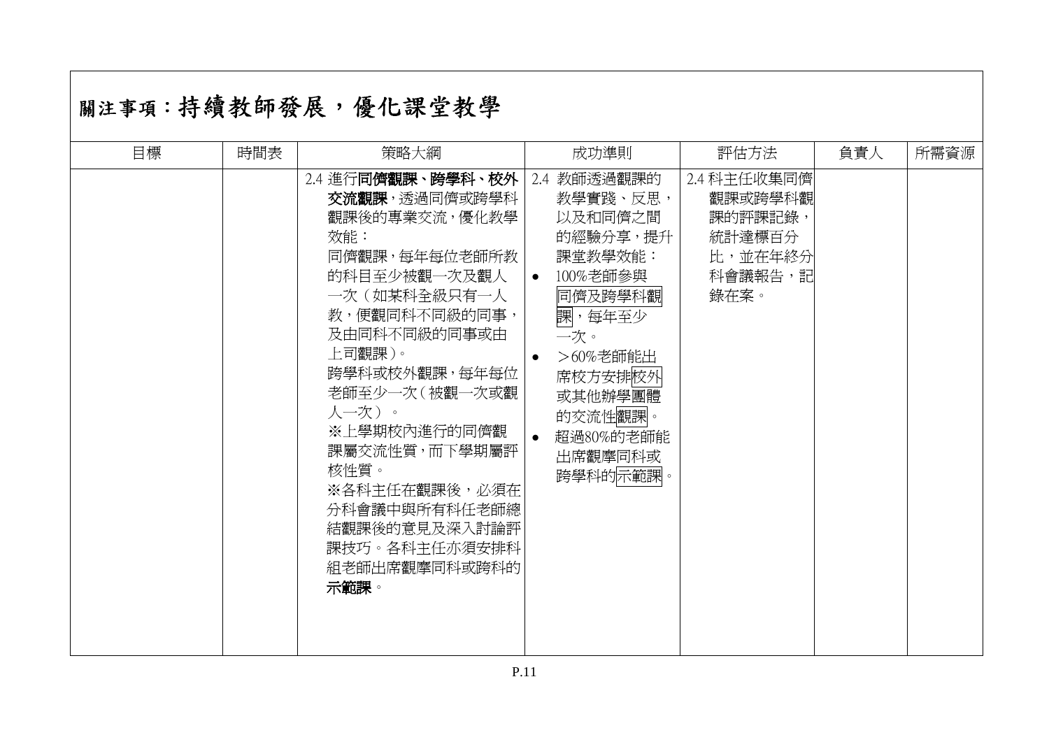# 關注事項：持續教師發展，優化課堂教學

| 目標 | 時間表 | 策略大綱 | 成功準則 | 評估方法 | 負責人 | 所需資源 |
|---|---|---|---|---|---|---|
| | | 2.4 進行**同儕觀課、跨學科、校外交流觀課**，透過同儕或跨學科觀課後的專業交流，優化教學效能：<br>同儕觀課，每年每位老師所教的科目至少被觀一次及觀人一次（如某科全級只有一人教，便觀同科不同級的同事，及由同科不同級的同事或由上司觀課）。<br>跨學科或校外觀課，每年每位老師至少一次（被觀一次或觀人一次）。<br>※上學期校內進行的同儕觀課屬交流性質，而下學期屬評核性質。<br>※各科主任在觀課後，必須在分科會議中與所有科任老師總結觀課後的意見及深入討論評課技巧。各科主任亦須安排科組老師出席觀摩同科或跨科的**示範課**。 | 2.4 教師透過觀課的教學實踐、反思，以及和同儕之間的經驗分享，提升課堂教學效能：<br>• 100%老師參與同儕及跨學科觀課，每年至少一次。<br>• ＞60%老師能出席校方安排校外或其他辦學團體的交流性觀課。<br>• 超過80%的老師能出席觀摩同科或跨學科的示範課。 | 2.4 科主任收集同儕觀課或跨學科觀課的評課記錄，統計達標百分比，並在年終分科會議報告，記錄在案。 | | |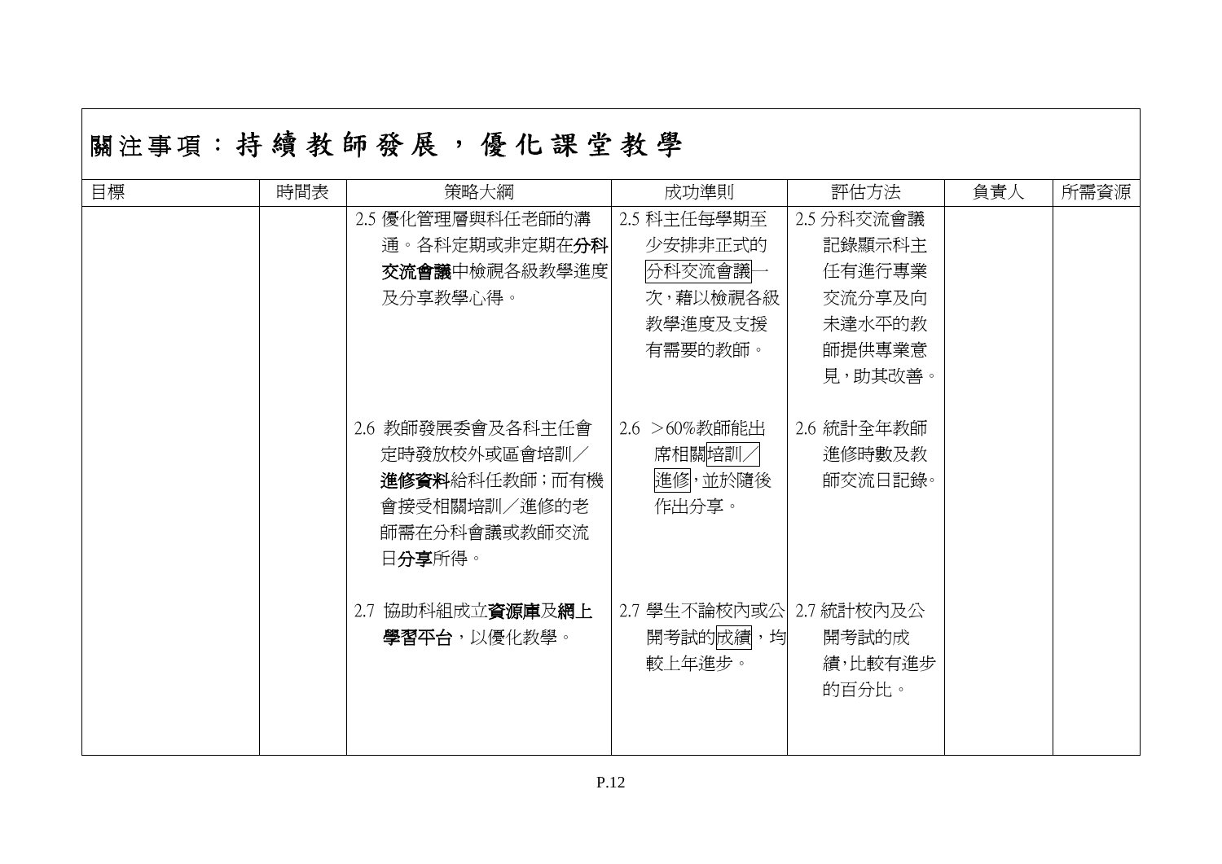## 關注事項：持續教師發展，優化課堂教學

| 目標 | 時間表 | 策略大綱 | 成功準則 | 評估方法 | 負責人 | 所需資源 |
|---|---|---|---|---|---|---|
| | | 2.5 優化管理層與科任老師的溝通。各科定期或非定期在**分科交流會議**中檢視各級教學進度及分享教學心得。 | 2.5 科主任每學期至少安排非正式的分科交流會議一次，藉以檢視各級教學進度及支援有需要的教師。 | 2.5 分科交流會議記錄顯示科主任有進行專業交流分享及向未達水平的教師提供專業意見，助其改善。 | | |
| | | 2.6 教師發展委會及各科主任會定時發放校外或區會培訓／**進修資料**給科任教師；而有機會接受相關培訓／進修的老師需在分科會議或教師交流日**分享**所得。 | 2.6 ＞60%教師能出席相關培訓／進修，並於隨後作出分享。 | 2.6 統計全年教師進修時數及教師交流日記錄。 | | |
| | | 2.7 協助科組成立**資源庫**及**網上學習平台**，以優化教學。 | 2.7 學生不論校內或公開考試的成績，均較上年進步。 | 2.7 統計校內及公開考試的成績，比較有進步的百分比。 | | |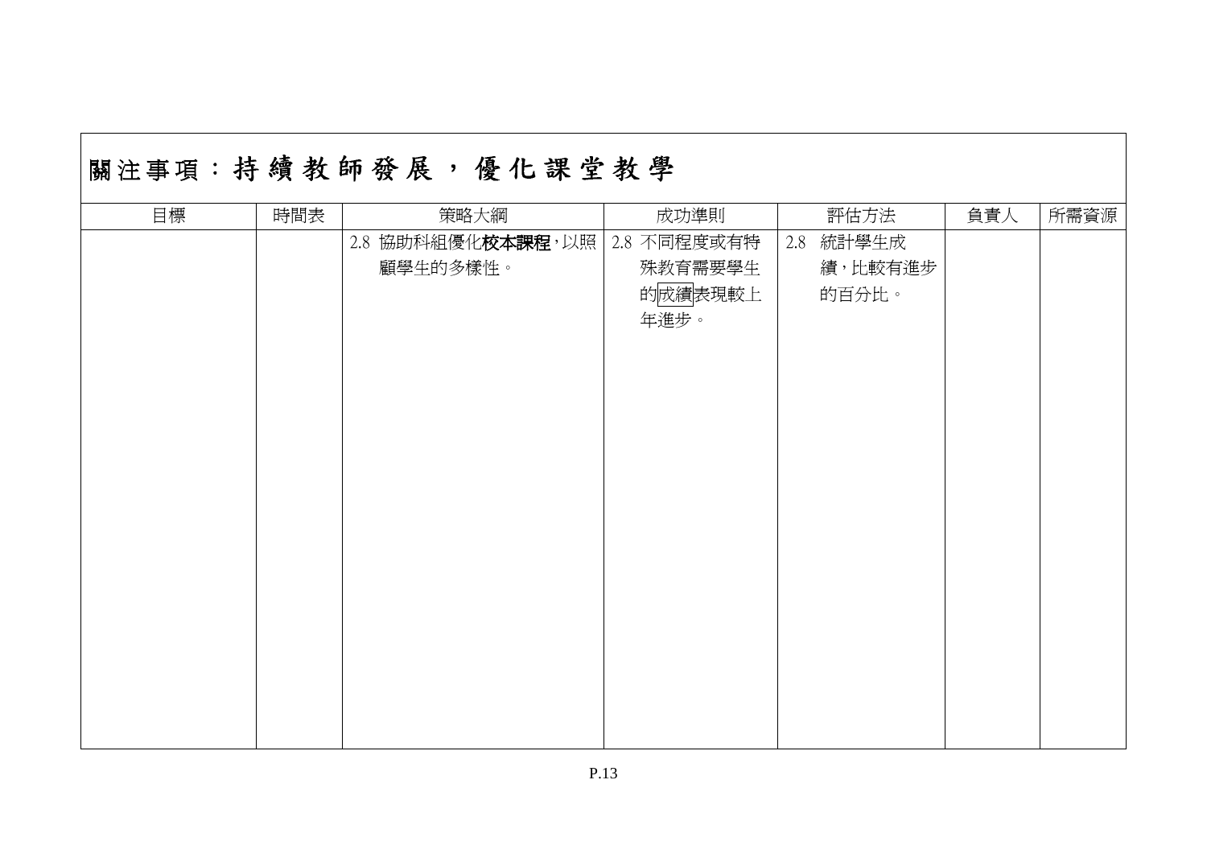## 關注事項：持續教師發展，優化課堂教學

| 目標 | 時間表 | 策略大綱 | 成功準則 | 評估方法 | 負責人 | 所需資源 |
| --- | --- | --- | --- | --- | --- | --- |
| | | 2.8 協助科組優化**校本課程**，以照顧學生的多樣性。 | 2.8 不同程度或有特殊教育需要學生的成績表現較上年進步。 | 2.8 統計學生成績，比較有進步的百分比。 | | |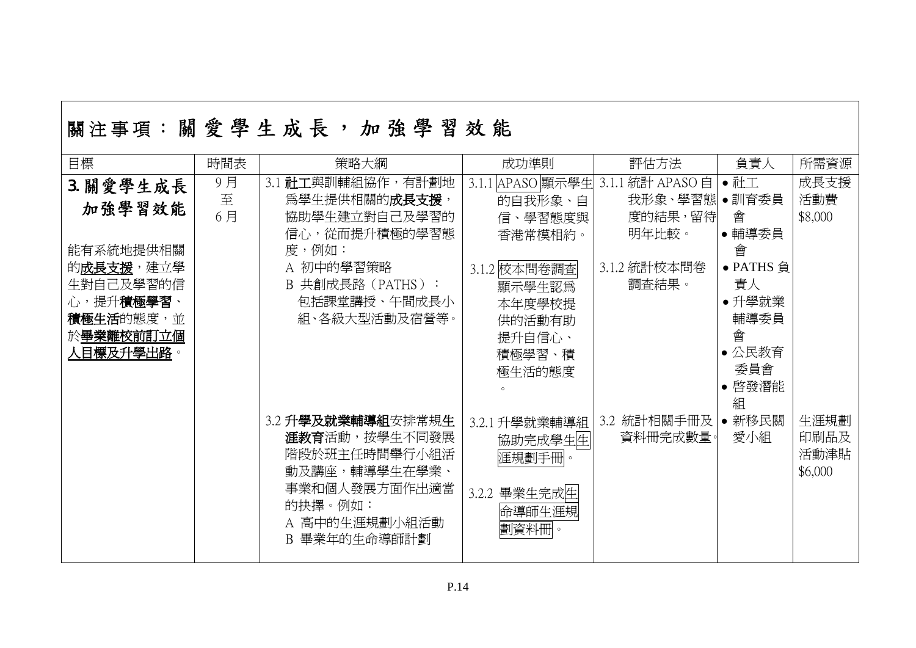## 關注事項：關愛學生成長，加強學習效能

| 目標 | 時間表 | 策略大綱 | 成功準則 | 評估方法 | 負責人 | 所需資源 |
|---|---|---|---|---|---|---|
| **3. 關愛學生成長 加強學習效能**<br><br>能有系統地提供相關的**成長支援**，建立學生對自己及學習的信心，提升**積極學習**、**積極生活**的態度，並於**畢業離校前訂立個人目標及升學出路**。 | 9月至6月 | 3.1 **社工**與訓輔組協作，有計劃地爲學生提供相關的**成長支援**，協助學生建立對自己及學習的信心，從而提升積極的學習態度，例如：<br>A 初中的學習策略<br>B 共創成長路（PATHS）：包括課堂講授、午間成長小組、各級大型活動及宿營等。 | 3.1.1 APASO 顯示學生的自我形象、自信、學習態度與香港常模相約。<br><br>3.1.2 校本問卷調查顯示學生認爲本年度學校提供的活動有助提升自信心、積極學習、積極生活的態度。 | 3.1.1 統計 APASO 自我形象、學習態度的結果，留待明年比較。<br><br>3.1.2 統計校本問卷調查結果。 | • 社工<br>• 訓育委員會<br>• 輔導委員會<br>• PATHS 負責人<br>• 升學就業輔導委員會<br>• 公民教育委員會<br>• 啓發潛能組<br>• 新移民關愛小組 | 成長支援活動費 $8,000 |
| | | 3.2 **升學及就業輔導組**安排常規**生涯教育**活動，按學生不同發展階段於班主任時間舉行小組活動及講座，輔導學生在學業、事業和個人發展方面作出適當的抉擇。例如：<br>A 高中的生涯規劃小組活動<br>B 畢業年的生命導師計劃 | 3.2.1 升學就業輔導組協助完成學生生涯規劃手冊。<br><br>3.2.2 畢業生完成生命導師生涯規劃資料冊。 | 3.2 統計相關手冊及資料冊完成數量。 | | 生涯規劃印刷品及活動津貼 $6,000 |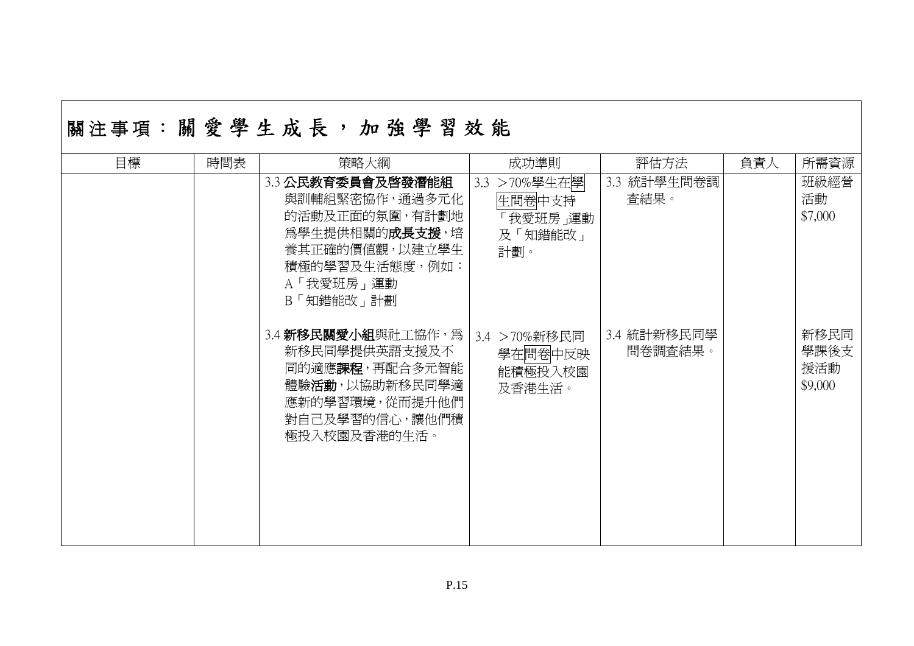# 關注事項：關愛學生成長，加強學習效能

| 目標 | 時間表 | 策略大綱 | 成功準則 | 評估方法 | 負責人 | 所需資源 |
|---|---|---|---|---|---|---|
| | | 3.3 **公民教育委員會及啓發潛能組**與訓輔組緊密協作，通過多元化的活動及正面的氛圍，有計劃地爲學生提供相關的**成長支援**，培養其正確的價值觀，以建立學生積極的學習及生活態度，例如：<br>A「我愛班房」運動<br>B「知錯能改」計劃 | 3.3 ＞70%學生在學生問卷中支持「我愛班房」運動及「知錯能改」計劃。 | 3.3 統計學生問卷調查結果。 | | 班級經營活動 $7,000 |
| | | 3.4 **新移民關愛小組**與社工協作，爲新移民同學提供英語支援及不同的適應**課程**，再配合多元智能體驗**活動**，以協助新移民同學適應新的學習環境，從而提升他們對自己及學習的信心，讓他們積極投入校園及香港的生活。 | 3.4 ＞70%新移民同學在問卷中反映能積極投入校園及香港生活。 | 3.4 統計新移民同學問卷調查結果。 | | 新移民同學課後支援活動 $9,000 |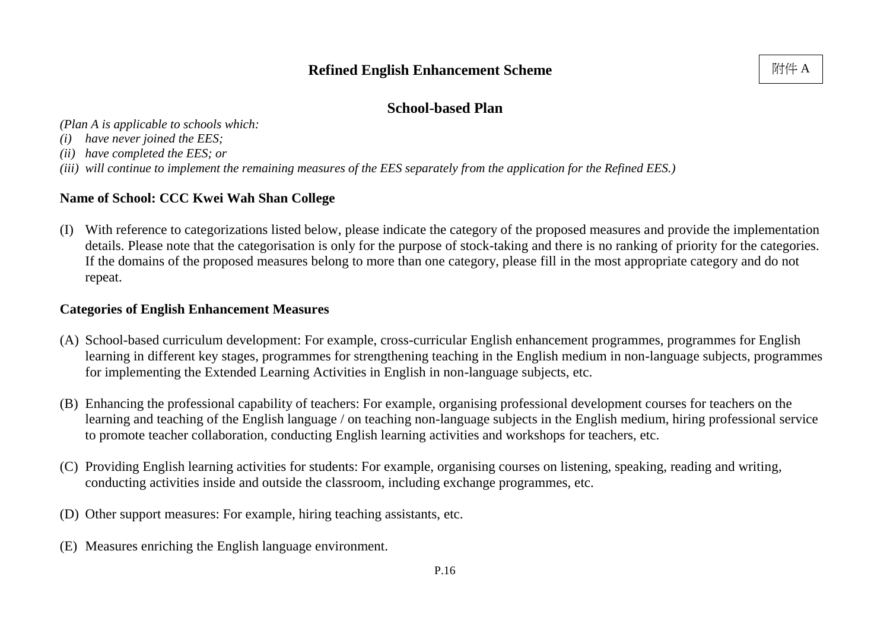附件 A

# Refined English Enhancement Scheme

## School-based Plan

*(Plan A is applicable to schools which:*
*(i) have never joined the EES;*
*(ii) have completed the EES; or*
*(iii) will continue to implement the remaining measures of the EES separately from the application for the Refined EES.)*

**Name of School: CCC Kwei Wah Shan College**

(I) With reference to categorizations listed below, please indicate the category of the proposed measures and provide the implementation details. Please note that the categorisation is only for the purpose of stock-taking and there is no ranking of priority for the categories. If the domains of the proposed measures belong to more than one category, please fill in the most appropriate category and do not repeat.

**Categories of English Enhancement Measures**

(A) School-based curriculum development: For example, cross-curricular English enhancement programmes, programmes for English learning in different key stages, programmes for strengthening teaching in the English medium in non-language subjects, programmes for implementing the Extended Learning Activities in English in non-language subjects, etc.

(B) Enhancing the professional capability of teachers: For example, organising professional development courses for teachers on the learning and teaching of the English language / on teaching non-language subjects in the English medium, hiring professional service to promote teacher collaboration, conducting English learning activities and workshops for teachers, etc.

(C) Providing English learning activities for students: For example, organising courses on listening, speaking, reading and writing, conducting activities inside and outside the classroom, including exchange programmes, etc.

(D) Other support measures: For example, hiring teaching assistants, etc.

(E) Measures enriching the English language environment.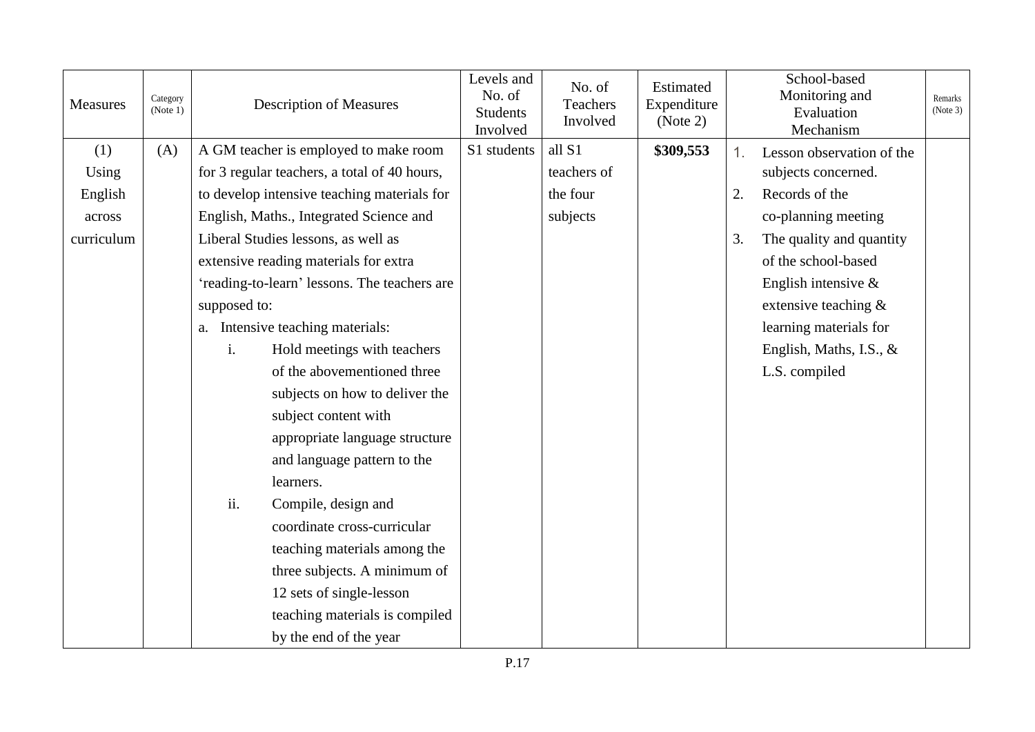| Measures | Category (Note 1) | Description of Measures | Levels and No. of Students Involved | No. of Teachers Involved | Estimated Expenditure (Note 2) | School-based Monitoring and Evaluation Mechanism | Remarks (Note 3) |
|---|---|---|---|---|---|---|---|
| (1) Using English across curriculum | (A) | A GM teacher is employed to make room for 3 regular teachers, a total of 40 hours, to develop intensive teaching materials for English, Maths., Integrated Science and Liberal Studies lessons, as well as extensive reading materials for extra 'reading-to-learn' lessons. The teachers are supposed to:<br>a. Intensive teaching materials:<br>i. Hold meetings with teachers of the abovementioned three subjects on how to deliver the subject content with appropriate language structure and language pattern to the learners.<br>ii. Compile, design and coordinate cross-curricular teaching materials among the three subjects. A minimum of 12 sets of single-lesson teaching materials is compiled by the end of the year | S1 students | all S1 teachers of the four subjects | **$309,553** | 1. Lesson observation of the subjects concerned.<br>2. Records of the co-planning meeting<br>3. The quality and quantity of the school-based English intensive & extensive teaching & learning materials for English, Maths, I.S., & L.S. compiled | |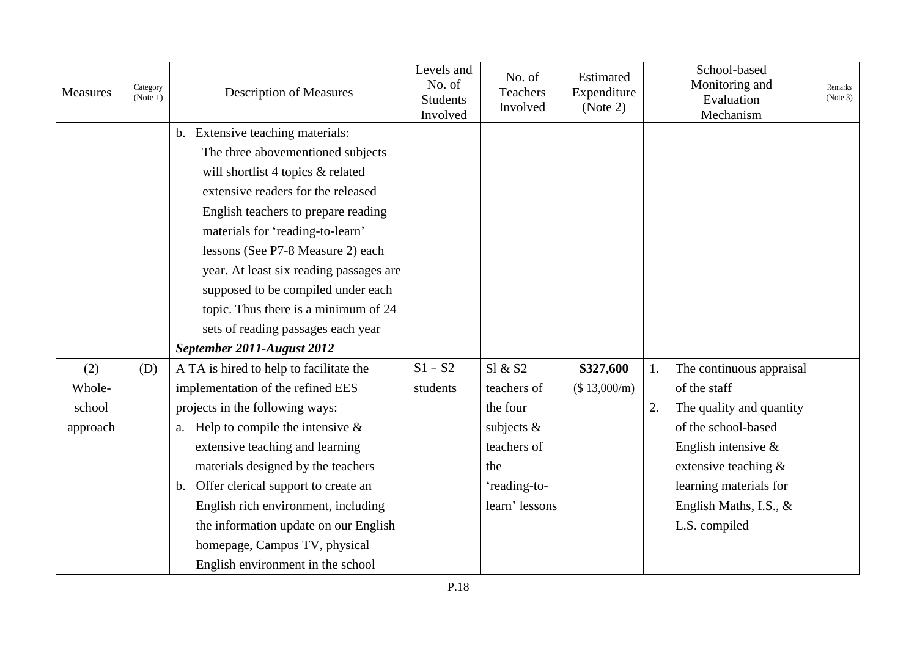| Measures | Category (Note 1) | Description of Measures | Levels and No. of Students Involved | No. of Teachers Involved | Estimated Expenditure (Note 2) | School-based Monitoring and Evaluation Mechanism | Remarks (Note 3) |
|---|---|---|---|---|---|---|---|
| | | b. Extensive teaching materials: The three abovementioned subjects will shortlist 4 topics & related extensive readers for the released English teachers to prepare reading materials for 'reading-to-learn' lessons (See P7-8 Measure 2) each year. At least six reading passages are supposed to be compiled under each topic. Thus there is a minimum of 24 sets of reading passages each year<br>***September 2011-August 2012*** | | | | | |
| (2) Whole-school approach | (D) | A TA is hired to help to facilitate the implementation of the refined EES projects in the following ways:<br>a. Help to compile the intensive & extensive teaching and learning materials designed by the teachers<br>b. Offer clerical support to create an English rich environment, including the information update on our English homepage, Campus TV, physical English environment in the school | S1 – S2 students | Sl & S2 teachers of the four subjects & teachers of the 'reading-to-learn' lessons | **$327,600** ($ 13,000/m) | 1. The continuous appraisal of the staff<br>2. The quality and quantity of the school-based English intensive & extensive teaching & learning materials for English Maths, I.S., & L.S. compiled | |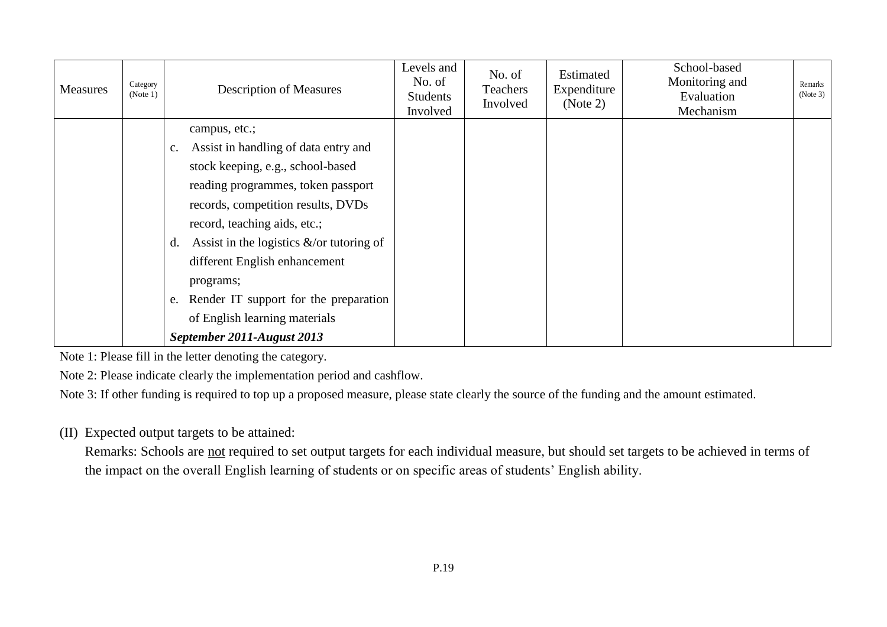| Measures | Category (Note 1) | Description of Measures | Levels and No. of Students Involved | No. of Teachers Involved | Estimated Expenditure (Note 2) | School-based Monitoring and Evaluation Mechanism | Remarks (Note 3) |
|---|---|---|---|---|---|---|---|
| | | campus, etc.;<br>c. Assist in handling of data entry and stock keeping, e.g., school-based reading programmes, token passport records, competition results, DVDs record, teaching aids, etc.;<br>d. Assist in the logistics &/or tutoring of different English enhancement programs;<br>e. Render IT support for the preparation of English learning materials<br>***September 2011-August 2013*** | | | | | |

Note 1: Please fill in the letter denoting the category.

Note 2: Please indicate clearly the implementation period and cashflow.

Note 3: If other funding is required to top up a proposed measure, please state clearly the source of the funding and the amount estimated.

(II) Expected output targets to be attained:

Remarks: Schools are not required to set output targets for each individual measure, but should set targets to be achieved in terms of the impact on the overall English learning of students or on specific areas of students' English ability.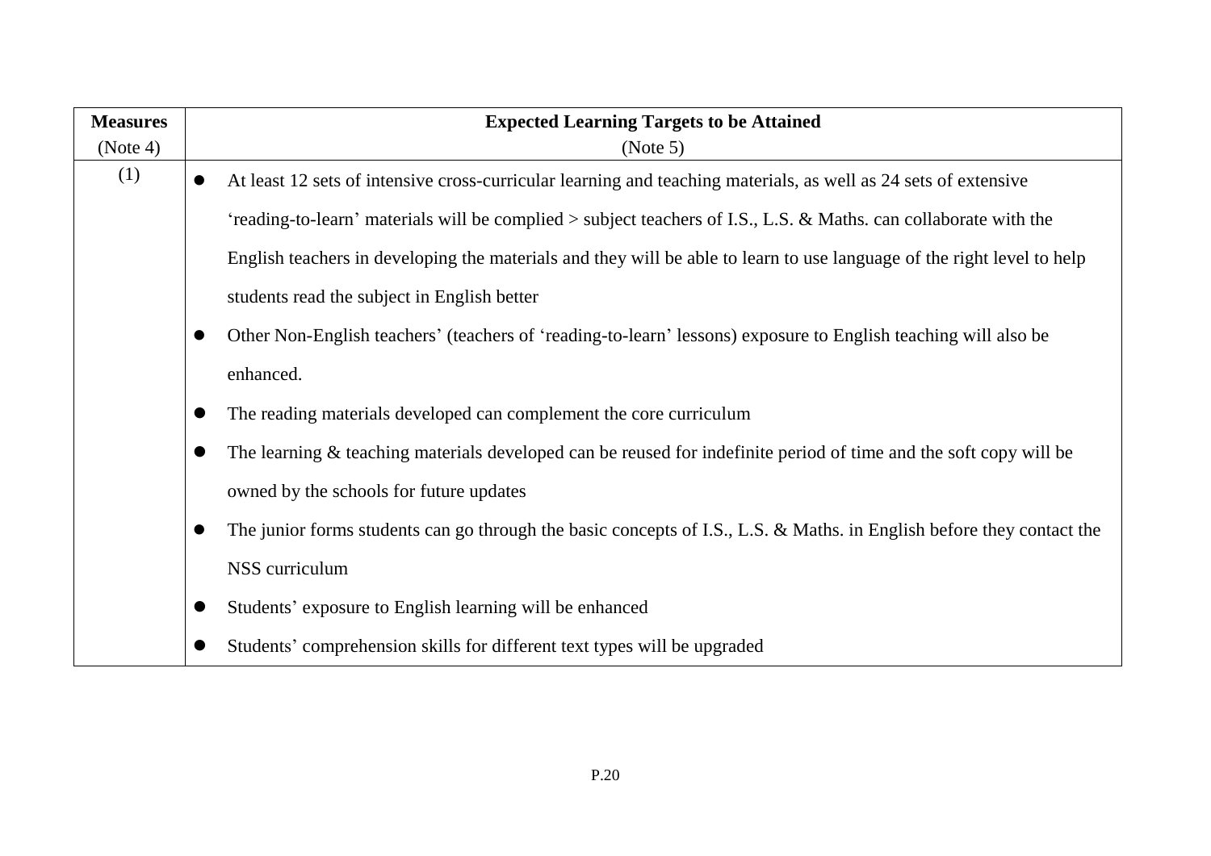| **Measures** (Note 4) | **Expected Learning Targets to be Attained** (Note 5) |
| --- | --- |
| (1) | • At least 12 sets of intensive cross-curricular learning and teaching materials, as well as 24 sets of extensive 'reading-to-learn' materials will be complied > subject teachers of I.S., L.S. & Maths. can collaborate with the English teachers in developing the materials and they will be able to learn to use language of the right level to help students read the subject in English better<br>• Other Non-English teachers' (teachers of 'reading-to-learn' lessons) exposure to English teaching will also be enhanced.<br>• The reading materials developed can complement the core curriculum<br>• The learning & teaching materials developed can be reused for indefinite period of time and the soft copy will be owned by the schools for future updates<br>• The junior forms students can go through the basic concepts of I.S., L.S. & Maths. in English before they contact the NSS curriculum<br>• Students' exposure to English learning will be enhanced<br>• Students' comprehension skills for different text types will be upgraded |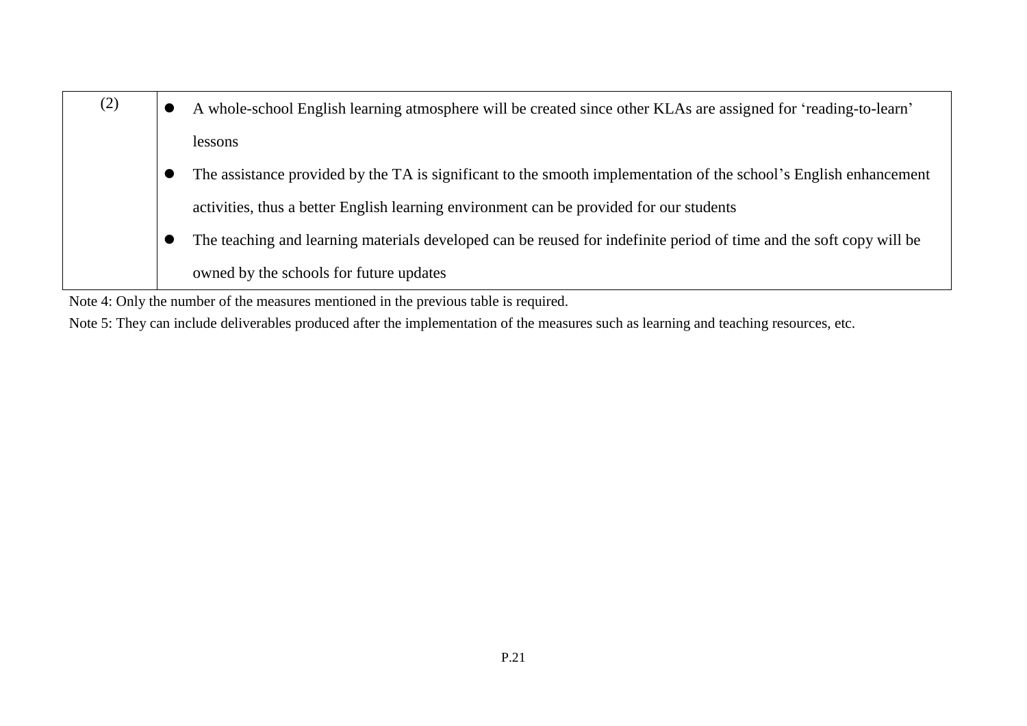| (2) | <ul><li>A whole-school English learning atmosphere will be created since other KLAs are assigned for 'reading-to-learn' lessons</li><li>The assistance provided by the TA is significant to the smooth implementation of the school's English enhancement activities, thus a better English learning environment can be provided for our students</li><li>The teaching and learning materials developed can be reused for indefinite period of time and the soft copy will be owned by the schools for future updates</li></ul> |
|---|---|

Note 4: Only the number of the measures mentioned in the previous table is required.

Note 5: They can include deliverables produced after the implementation of the measures such as learning and teaching resources, etc.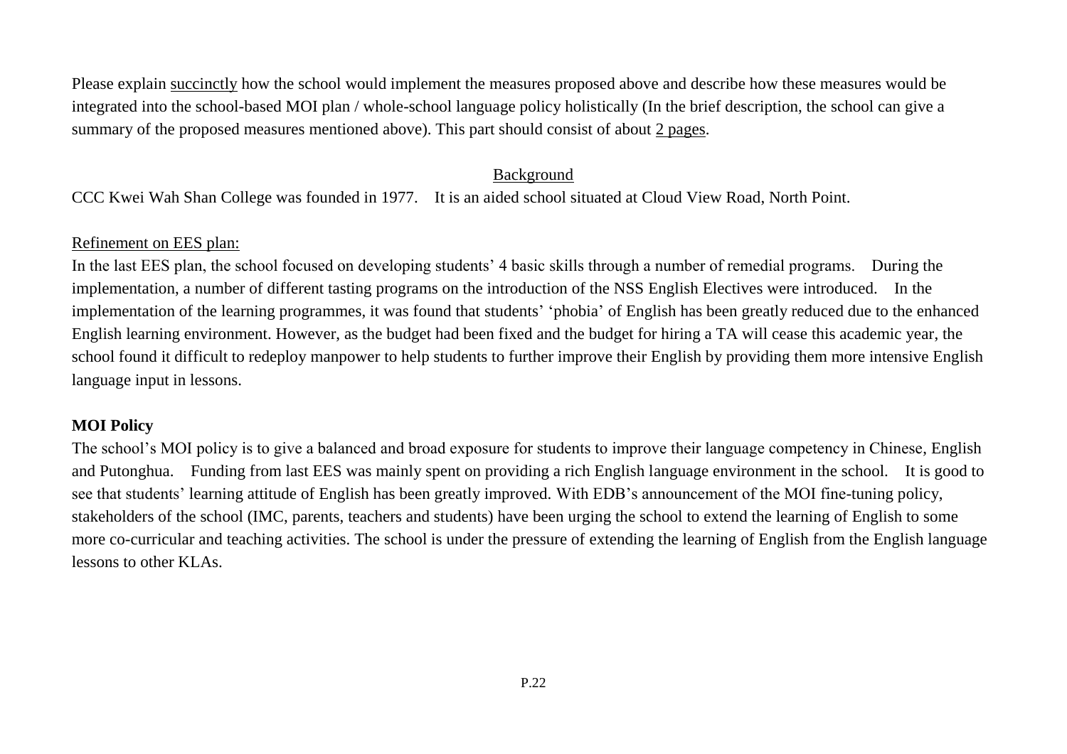Please explain <u>succinctly</u> how the school would implement the measures proposed above and describe how these measures would be integrated into the school-based MOI plan / whole-school language policy holistically (In the brief description, the school can give a summary of the proposed measures mentioned above). This part should consist of about <u>2 pages</u>.

<u>Background</u>

CCC Kwei Wah Shan College was founded in 1977. It is an aided school situated at Cloud View Road, North Point.

<u>Refinement on EES plan:</u>

In the last EES plan, the school focused on developing students' 4 basic skills through a number of remedial programs. During the implementation, a number of different tasting programs on the introduction of the NSS English Electives were introduced. In the implementation of the learning programmes, it was found that students' 'phobia' of English has been greatly reduced due to the enhanced English learning environment. However, as the budget had been fixed and the budget for hiring a TA will cease this academic year, the school found it difficult to redeploy manpower to help students to further improve their English by providing them more intensive English language input in lessons.

**MOI Policy**

The school's MOI policy is to give a balanced and broad exposure for students to improve their language competency in Chinese, English and Putonghua. Funding from last EES was mainly spent on providing a rich English language environment in the school. It is good to see that students' learning attitude of English has been greatly improved. With EDB's announcement of the MOI fine-tuning policy, stakeholders of the school (IMC, parents, teachers and students) have been urging the school to extend the learning of English to some more co-curricular and teaching activities. The school is under the pressure of extending the learning of English from the English language lessons to other KLAs.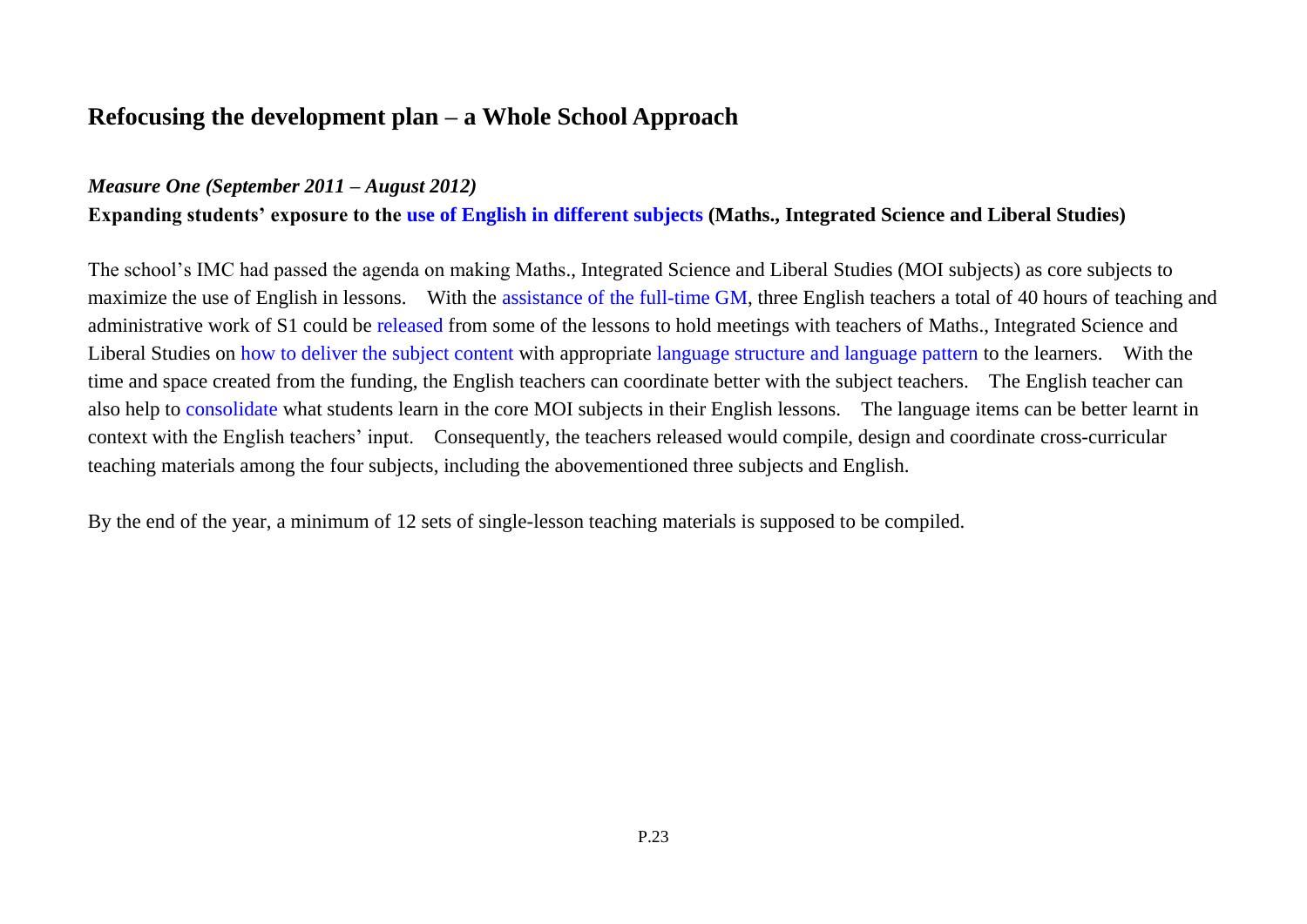## Refocusing the development plan – a Whole School Approach

***Measure One (September 2011 – August 2012)***

**Expanding students' exposure to the use of English in different subjects (Maths., Integrated Science and Liberal Studies)**

The school's IMC had passed the agenda on making Maths., Integrated Science and Liberal Studies (MOI subjects) as core subjects to maximize the use of English in lessons. With the assistance of the full-time GM, three English teachers a total of 40 hours of teaching and administrative work of S1 could be released from some of the lessons to hold meetings with teachers of Maths., Integrated Science and Liberal Studies on how to deliver the subject content with appropriate language structure and language pattern to the learners. With the time and space created from the funding, the English teachers can coordinate better with the subject teachers. The English teacher can also help to consolidate what students learn in the core MOI subjects in their English lessons. The language items can be better learnt in context with the English teachers' input. Consequently, the teachers released would compile, design and coordinate cross-curricular teaching materials among the four subjects, including the abovementioned three subjects and English.

By the end of the year, a minimum of 12 sets of single-lesson teaching materials is supposed to be compiled.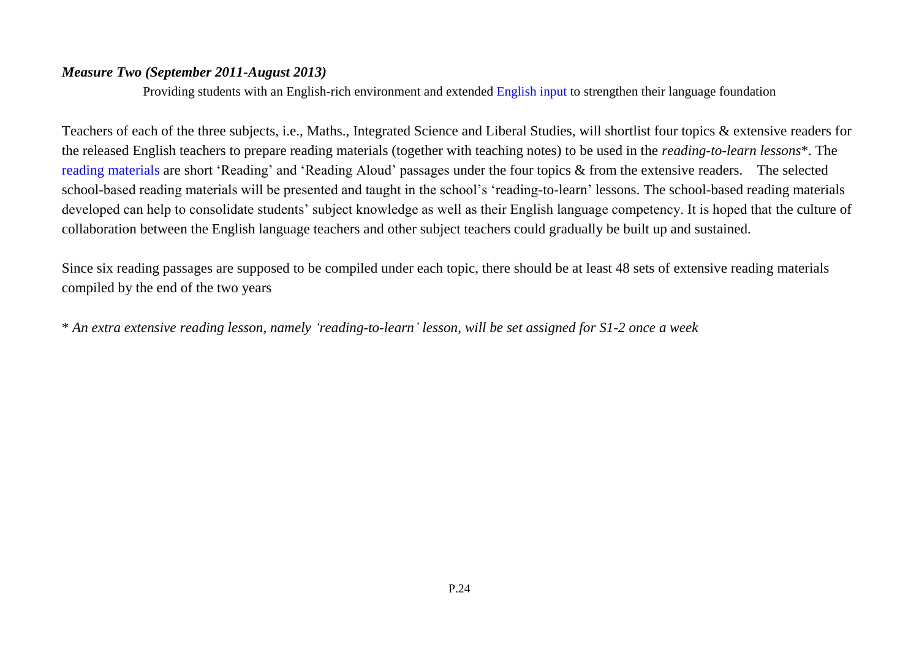***Measure Two (September 2011-August 2013)***

Providing students with an English-rich environment and extended English input to strengthen their language foundation

Teachers of each of the three subjects, i.e., Maths., Integrated Science and Liberal Studies, will shortlist four topics & extensive readers for the released English teachers to prepare reading materials (together with teaching notes) to be used in the *reading-to-learn lessons*\*. The reading materials are short 'Reading' and 'Reading Aloud' passages under the four topics & from the extensive readers. The selected school-based reading materials will be presented and taught in the school's 'reading-to-learn' lessons. The school-based reading materials developed can help to consolidate students' subject knowledge as well as their English language competency. It is hoped that the culture of collaboration between the English language teachers and other subject teachers could gradually be built up and sustained.

Since six reading passages are supposed to be compiled under each topic, there should be at least 48 sets of extensive reading materials compiled by the end of the two years

\* *An extra extensive reading lesson, namely 'reading-to-learn' lesson, will be set assigned for S1-2 once a week*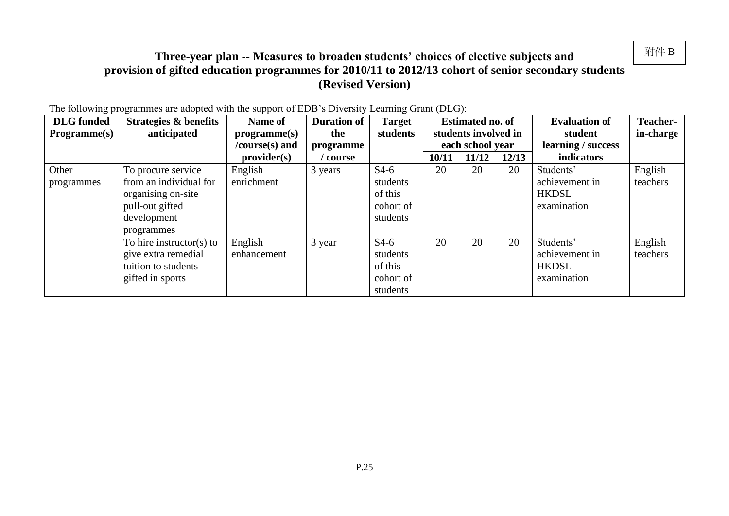附件 B

# Three-year plan -- Measures to broaden students' choices of elective subjects and provision of gifted education programmes for 2010/11 to 2012/13 cohort of senior secondary students (Revised Version)

The following programmes are adopted with the support of EDB's Diversity Learning Grant (DLG):

| DLG funded Programme(s) | Strategies & benefits anticipated | Name of programme(s) /course(s) and provider(s) | Duration of the programme / course | Target students | Estimated no. of students involved in each school year | | | Evaluation of student learning / success indicators | Teacher-in-charge |
|---|---|---|---|---|---|---|---|---|---|
| | | | | | 10/11 | 11/12 | 12/13 | | |
| Other programmes | To procure service from an individual for organising on-site pull-out gifted development programmes | English enrichment | 3 years | S4-6 students of this cohort of students | 20 | 20 | 20 | Students' achievement in HKDSL examination | English teachers |
| | To hire instructor(s) to give extra remedial tuition to students gifted in sports | English enhancement | 3 year | S4-6 students of this cohort of students | 20 | 20 | 20 | Students' achievement in HKDSL examination | English teachers |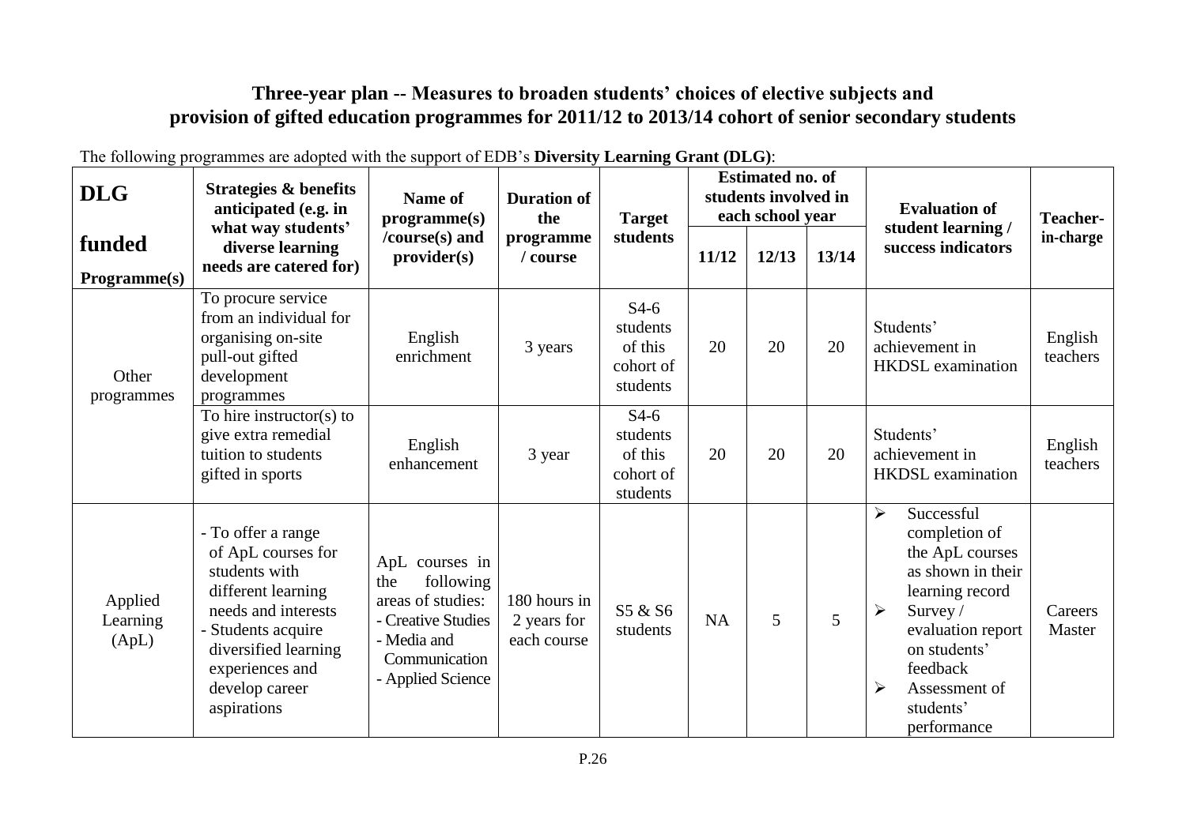## Three-year plan -- Measures to broaden students' choices of elective subjects and provision of gifted education programmes for 2011/12 to 2013/14 cohort of senior secondary students

The following programmes are adopted with the support of EDB's **Diversity Learning Grant (DLG)**:

| DLG funded Programme(s) | Strategies & benefits anticipated (e.g. in what way students' diverse learning needs are catered for) | Name of programme(s) /course(s) and provider(s) | Duration of the programme / course | Target students | Estimated no. of students involved in each school year | | | Evaluation of student learning / success indicators | Teacher-in-charge |
|---|---|---|---|---|---|---|---|---|---|
| | | | | | 11/12 | 12/13 | 13/14 | | |
| Other programmes | To procure service from an individual for organising on-site pull-out gifted development programmes | English enrichment | 3 years | S4-6 students of this cohort of students | 20 | 20 | 20 | Students' achievement in HKDSL examination | English teachers |
| | To hire instructor(s) to give extra remedial tuition to students gifted in sports | English enhancement | 3 year | S4-6 students of this cohort of students | 20 | 20 | 20 | Students' achievement in HKDSL examination | English teachers |
| Applied Learning (ApL) | - To offer a range of ApL courses for students with different learning needs and interests<br>- Students acquire diversified learning experiences and develop career aspirations | ApL courses in the following areas of studies:<br>- Creative Studies<br>- Media and Communication<br>- Applied Science | 180 hours in 2 years for each course | S5 & S6 students | NA | 5 | 5 | ➢ Successful completion of the ApL courses as shown in their learning record<br>➢ Survey / evaluation report on students' feedback<br>➢ Assessment of students' performance | Careers Master |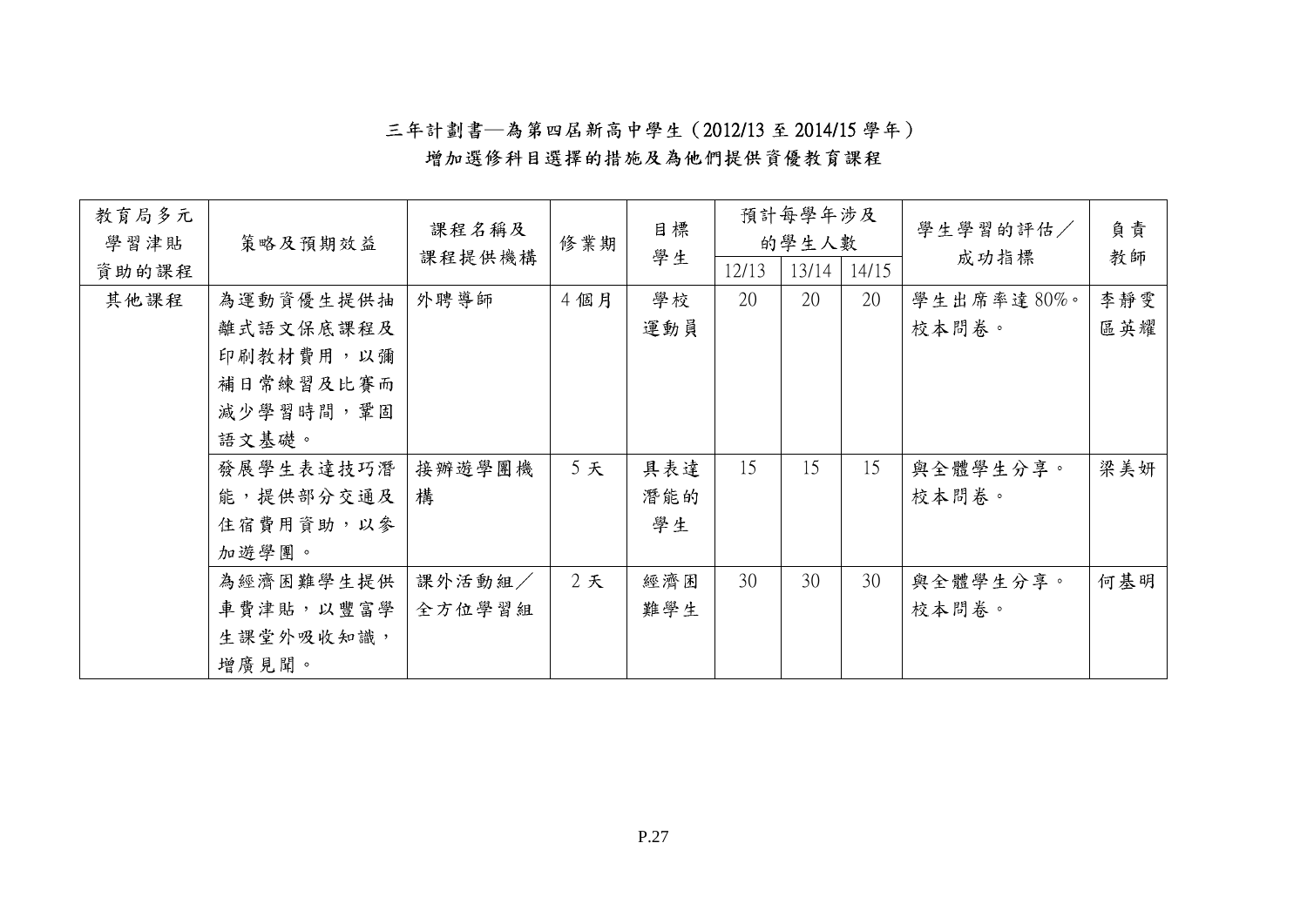# 三年計劃書—為第四屆新高中學生（2012/13 至 2014/15 學年）

## 增加選修科目選擇的措施及為他們提供資優教育課程

| 教育局多元學習津貼資助的課程 | 策略及預期效益 | 課程名稱及課程提供機構 | 修業期 | 目標學生 | 預計每學年涉及的學生人數 | | | 學生學習的評估／成功指標 | 負責教師 |
|---|---|---|---|---|---|---|---|---|---|
| | | | | | 12/13 | 13/14 | 14/15 | | |
| 其他課程 | 為運動資優生提供抽離式語文保底課程及印刷教材費用，以彌補日常練習及比賽而減少學習時間，鞏固語文基礎。 | 外聘導師 | 4 個月 | 學校運動員 | 20 | 20 | 20 | 學生出席率達 80%。校本問卷。 | 李靜雯 區英耀 |
| | 發展學生表達技巧潛能，提供部分交通及住宿費用資助，以參加遊學團。 | 接辦遊學團機構 | 5 天 | 具表達潛能的學生 | 15 | 15 | 15 | 與全體學生分享。校本問卷。 | 梁美妍 |
| | 為經濟困難學生提供車費津貼，以豐富學生課堂外吸收知識，增廣見聞。 | 課外活動組／全方位學習組 | 2 天 | 經濟困難學生 | 30 | 30 | 30 | 與全體學生分享。校本問卷。 | 何基明 |